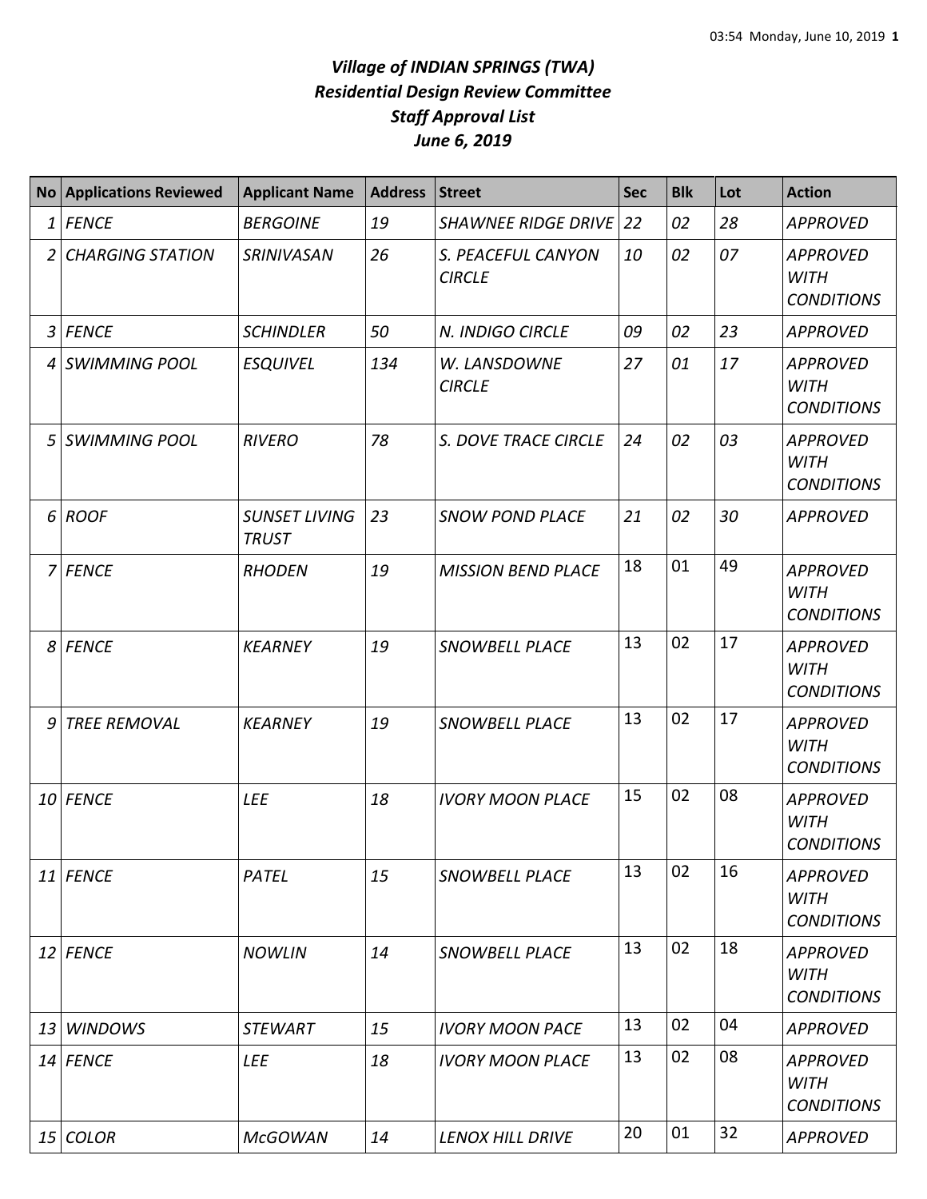# Village of INDIAN SPRINGS (TWA)
# Residential Design Review Committee
# Staff Approval List
# June 6, 2019

| No | Applications Reviewed | Applicant Name | Address | Street | Sec | Blk | Lot | Action |
|---|---|---|---|---|---|---|---|---|
| 1 | FENCE | BERGOINE | 19 | SHAWNEE RIDGE DRIVE | 22 | 02 | 28 | APPROVED |
| 2 | CHARGING STATION | SRINIVASAN | 26 | S. PEACEFUL CANYON CIRCLE | 10 | 02 | 07 | APPROVED WITH CONDITIONS |
| 3 | FENCE | SCHINDLER | 50 | N. INDIGO CIRCLE | 09 | 02 | 23 | APPROVED |
| 4 | SWIMMING POOL | ESQUIVEL | 134 | W. LANSDOWNE CIRCLE | 27 | 01 | 17 | APPROVED WITH CONDITIONS |
| 5 | SWIMMING POOL | RIVERO | 78 | S. DOVE TRACE CIRCLE | 24 | 02 | 03 | APPROVED WITH CONDITIONS |
| 6 | ROOF | SUNSET LIVING TRUST | 23 | SNOW POND PLACE | 21 | 02 | 30 | APPROVED |
| 7 | FENCE | RHODEN | 19 | MISSION BEND PLACE | 18 | 01 | 49 | APPROVED WITH CONDITIONS |
| 8 | FENCE | KEARNEY | 19 | SNOWBELL PLACE | 13 | 02 | 17 | APPROVED WITH CONDITIONS |
| 9 | TREE REMOVAL | KEARNEY | 19 | SNOWBELL PLACE | 13 | 02 | 17 | APPROVED WITH CONDITIONS |
| 10 | FENCE | LEE | 18 | IVORY MOON PLACE | 15 | 02 | 08 | APPROVED WITH CONDITIONS |
| 11 | FENCE | PATEL | 15 | SNOWBELL PLACE | 13 | 02 | 16 | APPROVED WITH CONDITIONS |
| 12 | FENCE | NOWLIN | 14 | SNOWBELL PLACE | 13 | 02 | 18 | APPROVED WITH CONDITIONS |
| 13 | WINDOWS | STEWART | 15 | IVORY MOON PACE | 13 | 02 | 04 | APPROVED |
| 14 | FENCE | LEE | 18 | IVORY MOON PLACE | 13 | 02 | 08 | APPROVED WITH CONDITIONS |
| 15 | COLOR | McGOWAN | 14 | LENOX HILL DRIVE | 20 | 01 | 32 | APPROVED |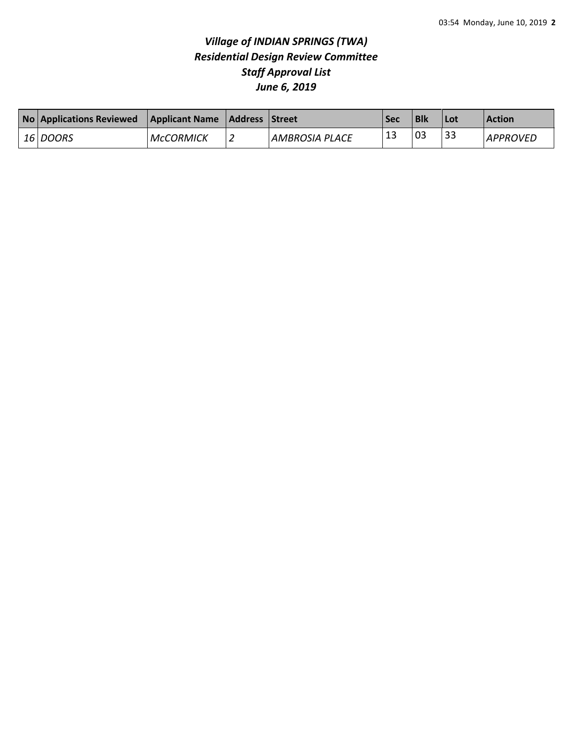# *Village of INDIAN SPRINGS (TWA)*
# *Residential Design Review Committee*
# *Staff Approval List*
# *June 6, 2019*

| No | Applications Reviewed | Applicant Name | Address | Street | Sec | Blk | Lot | Action |
|---|---|---|---|---|---|---|---|---|
| *16* | *DOORS* | *McCORMICK* | *2* | *AMBROSIA PLACE* | 13 | 03 | 33 | *APPROVED* |